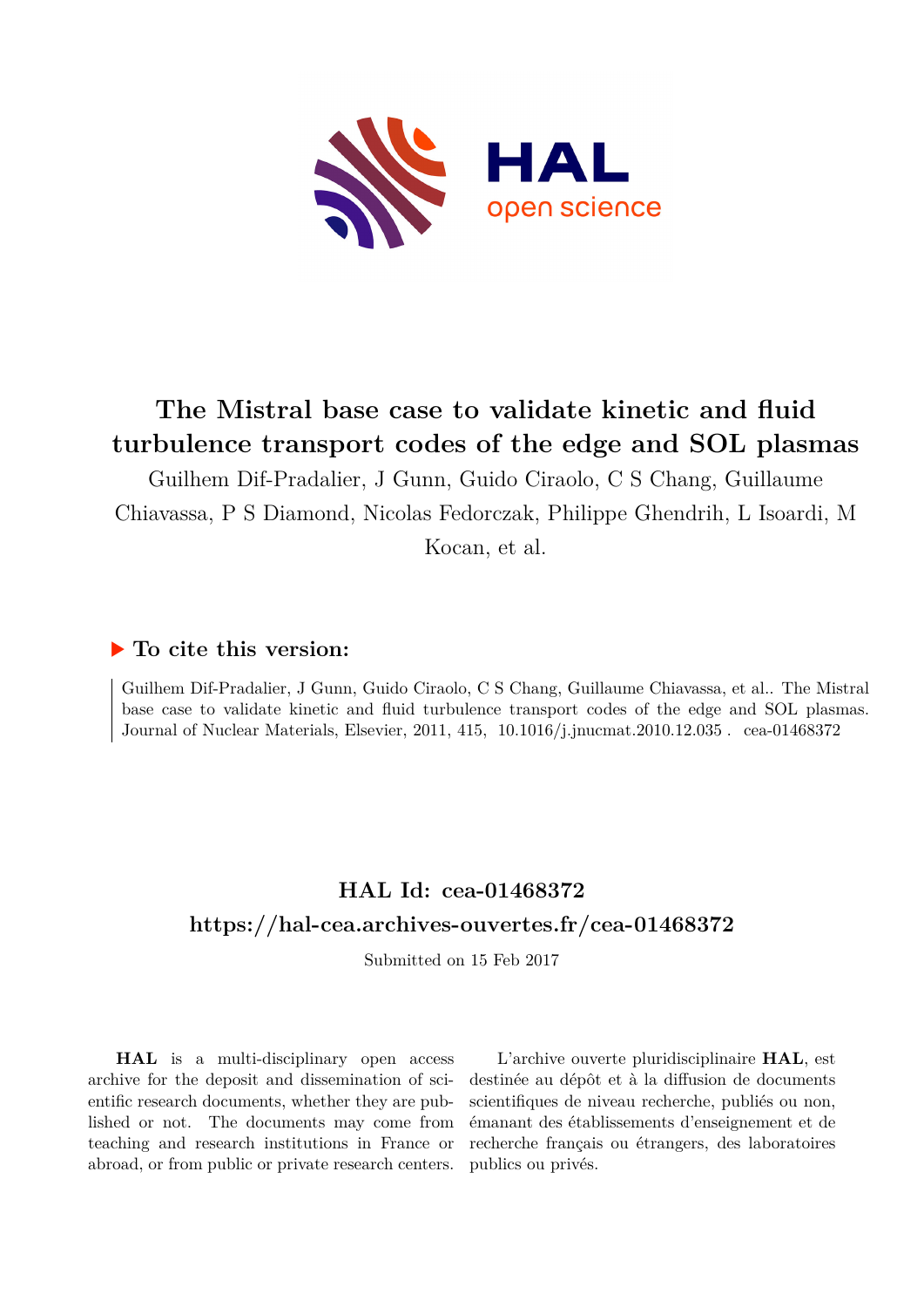# The Mistral base case to validate kinetic and fluid turbulence transport codes of the edge and SOL plasmas

Guilhem Dif-Pradalier, J Gunn, Guido Ciraolo, C S Chang, Guillaume Chiavassa, P S Diamond, Nicolas Fedorczak, Philippe Ghendrih, L Isoardi, M Kocan, et al.

## ▶ To cite this version:

Guilhem Dif-Pradalier, J Gunn, Guido Ciraolo, C S Chang, Guillaume Chiavassa, et al.. The Mistral base case to validate kinetic and fluid turbulence transport codes of the edge and SOL plasmas. Journal of Nuclear Materials, Elsevier, 2011, 415, 10.1016/j.jnucmat.2010.12.035 . cea-01468372

## HAL Id: cea-01468372

## https://hal-cea.archives-ouvertes.fr/cea-01468372

Submitted on 15 Feb 2017

**HAL** is a multi-disciplinary open access archive for the deposit and dissemination of scientific research documents, whether they are published or not. The documents may come from teaching and research institutions in France or abroad, or from public or private research centers.

L'archive ouverte pluridisciplinaire **HAL**, est destinée au dépôt et à la diffusion de documents scientifiques de niveau recherche, publiés ou non, émanant des établissements d'enseignement et de recherche français ou étrangers, des laboratoires publics ou privés.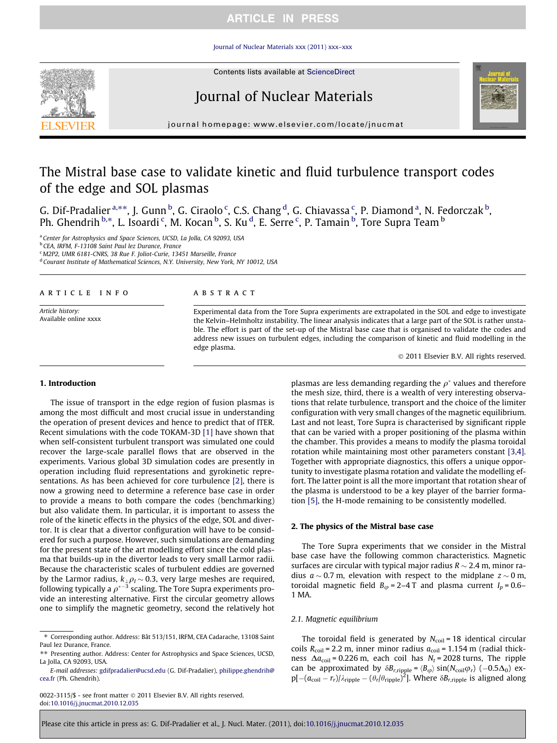# The Mistral base case to validate kinetic and fluid turbulence transport codes of the edge and SOL plasmas

G. Dif-Pradalier [a,**], J. Gunn [b], G. Ciraolo [c], C.S. Chang [d], G. Chiavassa [c], P. Diamond [a], N. Fedorczak [b], Ph. Ghendrih [b,*], L. Isoardi [c], M. Kocan [b], S. Ku [d], E. Serre [c], P. Tamain [b], Tore Supra Team [b]

[a] Center for Astrophysics and Space Sciences, UCSD, La Jolla, CA 92093, USA

[b] CEA, IRFM, F-13108 Saint Paul lez Durance, France

[c] M2P2, UMR 6181-CNRS, 38 Rue F. Joliot-Curie, 13451 Marseille, France

[d] Courant Institute of Mathematical Sciences, N.Y. University, New York, NY 10012, USA

## Article info

*Article history:*
Available online xxxx

## Abstract

Experimental data from the Tore Supra experiments are extrapolated in the SOL and edge to investigate the Kelvin–Helmholtz instability. The linear analysis indicates that a large part of the SOL is rather unstable. The effort is part of the set-up of the Mistral base case that is organised to validate the codes and address new issues on turbulent edges, including the comparison of kinetic and fluid modelling in the edge plasma.

© 2011 Elsevier B.V. All rights reserved.

## 1. Introduction

The issue of transport in the edge region of fusion plasmas is among the most difficult and most crucial issue in understanding the operation of present devices and hence to predict that of ITER. Recent simulations with the code TOKAM-3D [1] have shown that when self-consistent turbulent transport was simulated one could recover the large-scale parallel flows that are observed in the experiments. Various global 3D simulation codes are presently in operation including fluid representations and gyrokinetic representations. As has been achieved for core turbulence [2], there is now a growing need to determine a reference base case in order to provide a means to both compare the codes (benchmarking) but also validate them. In particular, it is important to assess the role of the kinetic effects in the physics of the edge, SOL and divertor. It is clear that a divertor configuration will have to be considered for such a purpose. However, such simulations are demanding for the present state of the art modelling effort since the cold plasma that builds-up in the divertor leads to very small Larmor radii. Because the characteristic scales of turbulent eddies are governed by the Larmor radius, $k_\perp \rho_l \sim 0.3$, very large meshes are required, following typically a $\rho^{*-3}$ scaling. The Tore Supra experiments provide an interesting alternative. First the circular geometry allows one to simplify the magnetic geometry, second the relatively hot plasmas are less demanding regarding the $\rho^*$ values and therefore the mesh size, third, there is a wealth of very interesting observations that relate turbulence, transport and the choice of the limiter configuration with very small changes of the magnetic equilibrium. Last and not least, Tore Supra is characterised by significant ripple that can be varied with a proper positioning of the plasma within the chamber. This provides a means to modify the plasma toroidal rotation while maintaining most other parameters constant [3,4]. Together with appropriate diagnostics, this offers a unique opportunity to investigate plasma rotation and validate the modelling effort. The latter point is all the more important that rotation shear of the plasma is understood to be a key player of the barrier formation [5], the H-mode remaining to be consistently modelled.

## 2. The physics of the Mistral base case

The Tore Supra experiments that we consider in the Mistral base case have the following common characteristics. Magnetic surfaces are circular with typical major radius $R \sim 2.4$ m, minor radius $a \sim 0.7$ m, elevation with respect to the midplane $z \sim 0$ m, toroidal magnetic field $B_\varphi = 2$–$4$ T and plasma current $I_p = 0.6$–$1$ MA.

### 2.1. Magnetic equilibrium

The toroidal field is generated by $N_{\mathrm{coil}} = 18$ identical circular coils $R_{\mathrm{coil}} = 2.2$ m, inner minor radius $a_{\mathrm{coil}} = 1.154$ m (radial thickness $\Delta a_{\mathrm{coil}} = 0.226$ m, each coil has $N_t = 2028$ turns, The ripple can be approximated by $\delta B_{r,\mathrm{ripple}} = \langle B_\varphi \rangle \sin(N_{\mathrm{coil}}\varphi_r)\ (-0.5\Delta_0)\ \exp[-(a_{\mathrm{coil}} - r_r)/\lambda_{\mathrm{ripple}} - (\theta_r/\theta_{\mathrm{ripple}})^2]$. Where $\delta B_{r,\mathrm{ripple}}$ is aligned along

---

\* Corresponding author. Address: Bât 513/151, IRFM, CEA Cadarache, 13108 Saint Paul lez Durance, France.

\*\* Presenting author. Address: Center for Astrophysics and Space Sciences, UCSD, La Jolla, CA 92093, USA.

*E-mail addresses:* gdifpradalier@ucsd.edu (G. Dif-Pradalier), philippe.ghendrih@cea.fr (Ph. Ghendrih).

0022-3115/$ - see front matter © 2011 Elsevier B.V. All rights reserved.
doi:10.1016/j.jnucmat.2010.12.035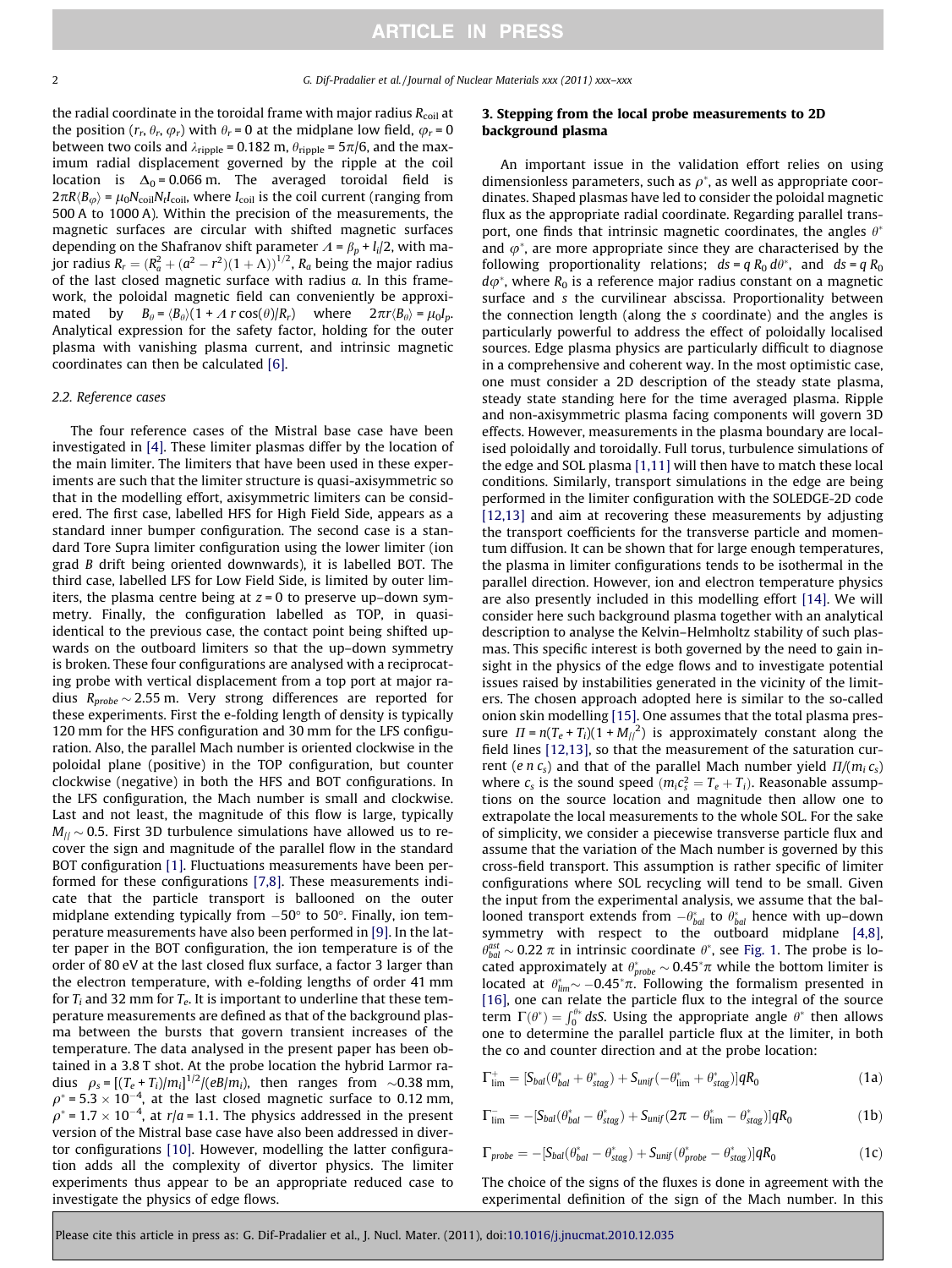the radial coordinate in the toroidal frame with major radius $R_{coil}$ at the position $(r_r, \theta_r, \varphi_r)$ with $\theta_r = 0$ at the midplane low field, $\varphi_r = 0$ between two coils and $\lambda_{ripple} = 0.182$ m, $\theta_{ripple} = 5\pi/6$, and the maximum radial displacement governed by the ripple at the coil location is $\Delta_0 = 0.066$ m. The averaged toroidal field is $2\pi R\langle B_\varphi\rangle = \mu_0 N_{coil} N_t I_{coil}$, where $I_{coil}$ is the coil current (ranging from 500 A to 1000 A). Within the precision of the measurements, the magnetic surfaces are circular with shifted magnetic surfaces depending on the Shafranov shift parameter $\Lambda = \beta_p + l_i/2$, with major radius $R_r = (R_a^2 + (a^2 - r^2)(1 + \Lambda))^{1/2}$, $R_a$ being the major radius of the last closed magnetic surface with radius $a$. In this framework, the poloidal magnetic field can conveniently be approximated by $B_\theta = \langle B_\theta\rangle(1 + \Lambda\, r\cos(\theta)/R_r)$ where $2\pi r\langle B_\theta\rangle = \mu_0 I_p$. Analytical expression for the safety factor, holding for the outer plasma with vanishing plasma current, and intrinsic magnetic coordinates can then be calculated [6].

### 2.2. Reference cases

The four reference cases of the Mistral base case have been investigated in [4]. These limiter plasmas differ by the location of the main limiter. The limiters that have been used in these experiments are such that the limiter structure is quasi-axisymmetric so that in the modelling effort, axisymmetric limiters can be considered. The first case, labelled HFS for High Field Side, appears as a standard inner bumper configuration. The second case is a standard Tore Supra limiter configuration using the lower limiter (ion grad $B$ drift being oriented downwards), it is labelled BOT. The third case, labelled LFS for Low Field Side, is limited by outer limiters, the plasma centre being at $z = 0$ to preserve up–down symmetry. Finally, the configuration labelled as TOP, in quasi-identical to the previous case, the contact point being shifted upwards on the outboard limiters so that the up–down symmetry is broken. These four configurations are analysed with a reciprocating probe with vertical displacement from a top port at major radius $R_{probe} \sim 2.55$ m. Very strong differences are reported for these experiments. First the e-folding length of density is typically 120 mm for the HFS configuration and 30 mm for the LFS configuration. Also, the parallel Mach number is oriented clockwise in the poloidal plane (positive) in the TOP configuration, but counter clockwise (negative) in both the HFS and BOT configurations. In the LFS configuration, the Mach number is small and clockwise. Last and not least, the magnitude of this flow is large, typically $M_{//} \sim 0.5$. First 3D turbulence simulations have allowed us to recover the sign and magnitude of the parallel flow in the standard BOT configuration [1]. Fluctuations measurements have been performed for these configurations [7,8]. These measurements indicate that the particle transport is ballooned on the outer midplane extending typically from −50° to 50°. Finally, ion temperature measurements have also been performed in [9]. In the latter paper in the BOT configuration, the ion temperature is of the order of 80 eV at the last closed flux surface, a factor 3 larger than the electron temperature, with e-folding lengths of order 41 mm for $T_i$ and 32 mm for $T_e$. It is important to underline that these temperature measurements are defined as that of the background plasma between the bursts that govern transient increases of the temperature. The data analysed in the present paper has been obtained in a 3.8 T shot. At the probe location the hybrid Larmor radius $\rho_s = [(T_e + T_i)/m_i]^{1/2}/(eB/m_i)$, then ranges from ~0.38 mm, $\rho^* = 5.3 \times 10^{-4}$, at the last closed magnetic surface to 0.12 mm, $\rho^* = 1.7 \times 10^{-4}$, at $r/a = 1.1$. The physics addressed in the present version of the Mistral base case have also been addressed in divertor configurations [10]. However, modelling the latter configuration adds all the complexity of divertor physics. The limiter experiments thus appear to be an appropriate reduced case to investigate the physics of edge flows.

## 3. Stepping from the local probe measurements to 2D background plasma

An important issue in the validation effort relies on using dimensionless parameters, such as $\rho^*$, as well as appropriate coordinates. Shaped plasmas have led to consider the poloidal magnetic flux as the appropriate radial coordinate. Regarding parallel transport, one finds that intrinsic magnetic coordinates, the angles $\theta^*$ and $\varphi^*$, are more appropriate since they are characterised by the following proportionality relations; $ds = q\, R_0\, d\theta^*$, and $ds = q\, R_0\, d\varphi^*$, where $R_0$ is a reference major radius constant on a magnetic surface and $s$ the curvilinear abscissa. Proportionality between the connection length (along the $s$ coordinate) and the angles is particularly powerful to address the effect of poloidally localised sources. Edge plasma physics are particularly difficult to diagnose in a comprehensive and coherent way. In the most optimistic case, one must consider a 2D description of the steady state plasma, steady state standing here for the time averaged plasma. Ripple and non-axisymmetric plasma facing components will govern 3D effects. However, measurements in the plasma boundary are localised poloidally and toroidally. Full torus, turbulence simulations of the edge and SOL plasma [1,11] will then have to match these local conditions. Similarly, transport simulations in the edge are being performed in the limiter configuration with the SOLEDGE-2D code [12,13] and aim at recovering these measurements by adjusting the transport coefficients for the transverse particle and momentum diffusion. It can be shown that for large enough temperatures, the plasma in limiter configurations tends to be isothermal in the parallel direction. However, ion and electron temperature physics are also presently included in this modelling effort [14]. We will consider here such background plasma together with an analytical description to analyse the Kelvin–Helmholtz stability of such plasmas. This specific interest is both governed by the need to gain insight in the physics of the edge flows and to investigate potential issues raised by instabilities generated in the vicinity of the limiters. The chosen approach adopted here is similar to the so-called onion skin modelling [15]. One assumes that the total plasma pressure $\Pi = n(T_e + T_i)(1 + M_{//}^2)$ is approximately constant along the field lines [12,13], so that the measurement of the saturation current ($e\, n\, c_s$) and that of the parallel Mach number yield $\Pi/(m_i\, c_s)$ where $c_s$ is the sound speed ($m_i c_s^2 = T_e + T_i$). Reasonable assumptions on the source location and magnitude then allow one to extrapolate the local measurements to the whole SOL. For the sake of simplicity, we consider a piecewise transverse particle flux and assume that the variation of the Mach number is governed by this cross-field transport. This assumption is rather specific of limiter configurations where SOL recycling will tend to be small. Given the input from the experimental analysis, we assume that the ballooned transport extends from $-\theta^*_{bal}$ to $\theta^*_{bal}$ hence with up–down symmetry with respect to the outboard midplane [4,8], $\theta^{ast}_{bal} \sim 0.22\,\pi$ in intrinsic coordinate $\theta^*$, see Fig. 1. The probe is located approximately at $\theta^*_{probe} \sim 0.45^*\pi$ while the bottom limiter is located at $\theta^*_{lim} \sim -0.45^*\pi$. Following the formalism presented in [16], one can relate the particle flux to the integral of the source term $\Gamma(\theta^*) = \int_0^{\theta^*} dsS$. Using the appropriate angle $\theta^*$ then allows one to determine the parallel particle flux at the limiter, in both the co and counter direction and at the probe location:

$$\Gamma^+_{\lim} = [S_{bal}(\theta^*_{bal} + \theta^*_{stag}) + S_{unif}(-\theta^*_{\lim} + \theta^*_{stag})]qR_0 \tag{1a}$$

$$\Gamma^-_{\lim} = -[S_{bal}(\theta^*_{bal} - \theta^*_{stag}) + S_{unif}(2\pi - \theta^*_{\lim} - \theta^*_{stag})]qR_0 \tag{1b}$$

$$\Gamma_{probe} = -[S_{bal}(\theta^*_{bal} - \theta^*_{stag}) + S_{unif}(\theta^*_{probe} - \theta^*_{stag})]qR_0 \tag{1c}$$

The choice of the signs of the fluxes is done in agreement with the experimental definition of the sign of the Mach number. In this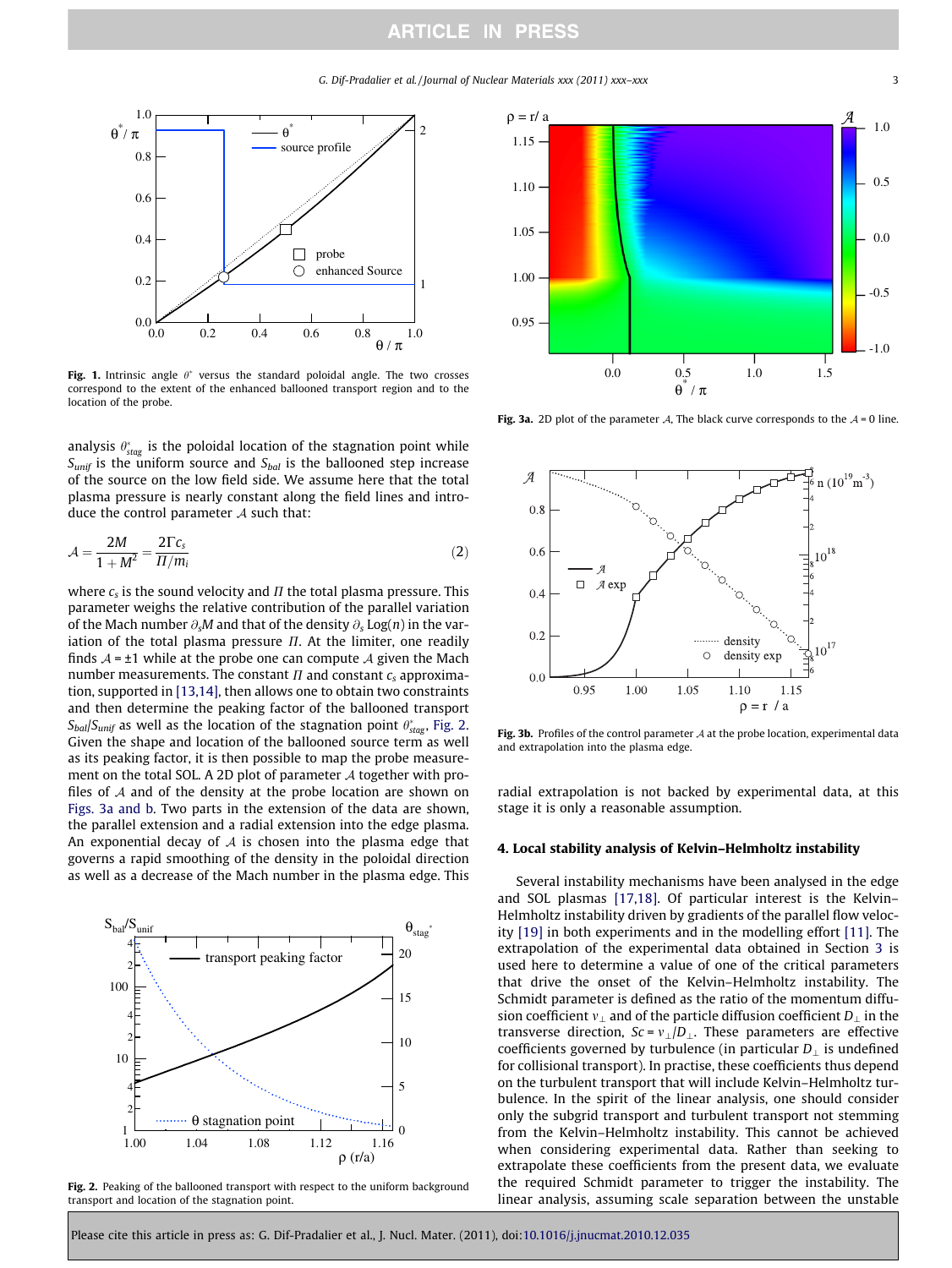**Fig. 1.** Intrinsic angle $\theta^*$ versus the standard poloidal angle. The two crosses correspond to the extent of the enhanced ballooned transport region and to the location of the probe.

analysis $\theta^*_{stag}$ is the poloidal location of the stagnation point while $S_{unif}$ is the uniform source and $S_{bal}$ is the ballooned step increase of the source on the low field side. We assume here that the total plasma pressure is nearly constant along the field lines and introduce the control parameter $\mathcal{A}$ such that:

$$\mathcal{A} = \frac{2M}{1+M^2} = \frac{2\Gamma c_s}{\Pi/m_i} \tag{2}$$

where $c_s$ is the sound velocity and $\Pi$ the total plasma pressure. This parameter weighs the relative contribution of the parallel variation of the Mach number $\partial_s M$ and that of the density $\partial_s \text{Log}(n)$ in the variation of the total plasma pressure $\Pi$. At the limiter, one readily finds $\mathcal{A} = \pm 1$ while at the probe one can compute $\mathcal{A}$ given the Mach number measurements. The constant $\Pi$ and constant $c_s$ approximation, supported in [13,14], then allows one to obtain two constraints and then determine the peaking factor of the ballooned transport $S_{bal}/S_{unif}$ as well as the location of the stagnation point $\theta^*_{stag}$, Fig. 2. Given the shape and location of the ballooned source term as well as its peaking factor, it is then possible to map the probe measurement on the total SOL. A 2D plot of parameter $\mathcal{A}$ together with profiles of $\mathcal{A}$ and of the density at the probe location are shown on Figs. 3a and b. Two parts in the extension of the data are shown, the parallel extension and a radial extension into the edge plasma. An exponential decay of $\mathcal{A}$ is chosen into the plasma edge that governs a rapid smoothing of the density in the poloidal direction as well as a decrease of the Mach number in the plasma edge. This radial extrapolation is not backed by experimental data, at this stage it is only a reasonable assumption.

**Fig. 2.** Peaking of the ballooned transport with respect to the uniform background transport and location of the stagnation point.

**Fig. 3a.** 2D plot of the parameter $\mathcal{A}$, The black curve corresponds to the $\mathcal{A} = 0$ line.

**Fig. 3b.** Profiles of the control parameter $\mathcal{A}$ at the probe location, experimental data and extrapolation into the plasma edge.

## 4. Local stability analysis of Kelvin–Helmholtz instability

Several instability mechanisms have been analysed in the edge and SOL plasmas [17,18]. Of particular interest is the Kelvin–Helmholtz instability driven by gradients of the parallel flow velocity [19] in both experiments and in the modelling effort [11]. The extrapolation of the experimental data obtained in Section 3 is used here to determine a value of one of the critical parameters that drive the onset of the Kelvin–Helmholtz instability. The Schmidt parameter is defined as the ratio of the momentum diffusion coefficient $\nu_\perp$ and of the particle diffusion coefficient $D_\perp$ in the transverse direction, $Sc = \nu_\perp / D_\perp$. These parameters are effective coefficients governed by turbulence (in particular $D_\perp$ is undefined for collisional transport). In practise, these coefficients thus depend on the turbulent transport that will include Kelvin–Helmholtz turbulence. In the spirit of the linear analysis, one should consider only the subgrid transport and turbulent transport not stemming from the Kelvin–Helmholtz instability. This cannot be achieved when considering experimental data. Rather than seeking to extrapolate these coefficients from the present data, we evaluate the required Schmidt parameter to trigger the instability. The linear analysis, assuming scale separation between the unstable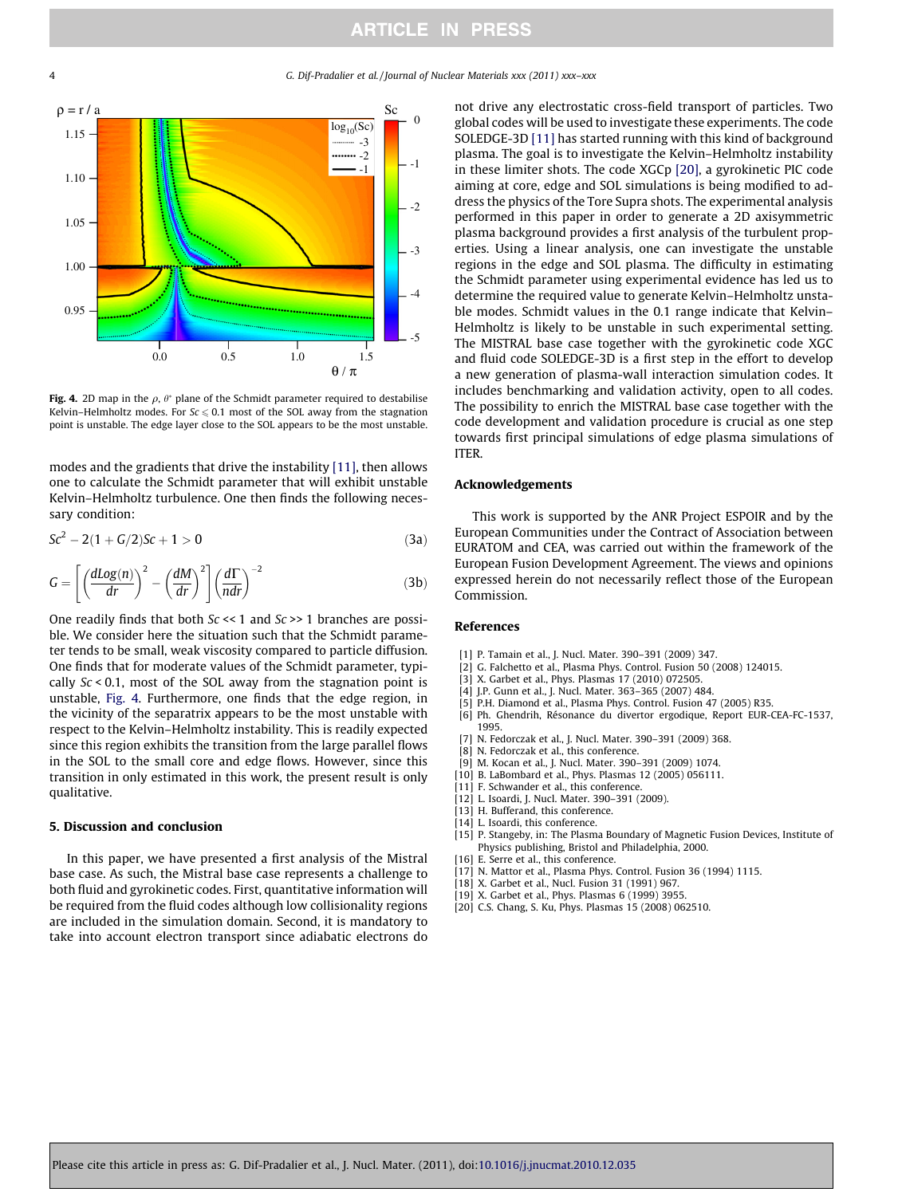ρ = r / a

Sc

log$_{10}$(Sc)

-3

-2

-1

1.15

1.10

1.05

1.00

0.95

0.0

0.5

1.0

1.5

θ / π

0

-1

-2

-3

-4

-5

**Fig. 4.** 2D map in the $\rho$, $\theta^*$ plane of the Schmidt parameter required to destabilise Kelvin–Helmholtz modes. For $Sc \leqslant 0.1$ most of the SOL away from the stagnation point is unstable. The edge layer close to the SOL appears to be the most unstable.

modes and the gradients that drive the instability [11], then allows one to calculate the Schmidt parameter that will exhibit unstable Kelvin–Helmholtz turbulence. One then finds the following necessary condition:

$$Sc^2 - 2(1 + G/2)Sc + 1 > 0 \tag{3a}$$

$$G = \left[\left(\frac{dLog(n)}{dr}\right)^2 - \left(\frac{dM}{dr}\right)^2\right]\left(\frac{d\Gamma}{ndr}\right)^{-2} \tag{3b}$$

One readily finds that both $Sc << 1$ and $Sc >> 1$ branches are possible. We consider here the situation such that the Schmidt parameter tends to be small, weak viscosity compared to particle diffusion. One finds that for moderate values of the Schmidt parameter, typically $Sc < 0.1$, most of the SOL away from the stagnation point is unstable, Fig. 4. Furthermore, one finds that the edge region, in the vicinity of the separatrix appears to be the most unstable with respect to the Kelvin–Helmholtz instability. This is readily expected since this region exhibits the transition from the large parallel flows in the SOL to the small core and edge flows. However, since this transition in only estimated in this work, the present result is only qualitative.

## 5. Discussion and conclusion

In this paper, we have presented a first analysis of the Mistral base case. As such, the Mistral base case represents a challenge to both fluid and gyrokinetic codes. First, quantitative information will be required from the fluid codes although low collisionality regions are included in the simulation domain. Second, it is mandatory to take into account electron transport since adiabatic electrons do not drive any electrostatic cross-field transport of particles. Two global codes will be used to investigate these experiments. The code SOLEDGE-3D [11] has started running with this kind of background plasma. The goal is to investigate the Kelvin–Helmholtz instability in these limiter shots. The code XGCp [20], a gyrokinetic PIC code aiming at core, edge and SOL simulations is being modified to address the physics of the Tore Supra shots. The experimental analysis performed in this paper in order to generate a 2D axisymmetric plasma background provides a first analysis of the turbulent properties. Using a linear analysis, one can investigate the unstable regions in the edge and SOL plasma. The difficulty in estimating the Schmidt parameter using experimental evidence has led us to determine the required value to generate Kelvin–Helmholtz unstable modes. Schmidt values in the 0.1 range indicate that Kelvin–Helmholtz is likely to be unstable in such experimental setting. The MISTRAL base case together with the gyrokinetic code XGC and fluid code SOLEDGE-3D is a first step in the effort to develop a new generation of plasma-wall interaction simulation codes. It includes benchmarking and validation activity, open to all codes. The possibility to enrich the MISTRAL base case together with the code development and validation procedure is crucial as one step towards first principal simulations of edge plasma simulations of ITER.

## Acknowledgements

This work is supported by the ANR Project ESPOIR and by the European Communities under the Contract of Association between EURATOM and CEA, was carried out within the framework of the European Fusion Development Agreement. The views and opinions expressed herein do not necessarily reflect those of the European Commission.

## References

[1] P. Tamain et al., J. Nucl. Mater. 390–391 (2009) 347.
[2] G. Falchetto et al., Plasma Phys. Control. Fusion 50 (2008) 124015.
[3] X. Garbet et al., Phys. Plasmas 17 (2010) 072505.
[4] J.P. Gunn et al., J. Nucl. Mater. 363–365 (2007) 484.
[5] P.H. Diamond et al., Plasma Phys. Control. Fusion 47 (2005) R35.
[6] Ph. Ghendrih, Résonance du divertor ergodique, Report EUR-CEA-FC-1537, 1995.
[7] N. Fedorczak et al., J. Nucl. Mater. 390–391 (2009) 368.
[8] N. Fedorczak et al., this conference.
[9] M. Kocan et al., J. Nucl. Mater. 390–391 (2009) 1074.
[10] B. LaBombard et al., Phys. Plasmas 12 (2005) 056111.
[11] F. Schwander et al., this conference.
[12] L. Isoardi, J. Nucl. Mater. 390–391 (2009).
[13] H. Bufferand, this conference.
[14] L. Isoardi, this conference.
[15] P. Stangeby, in: The Plasma Boundary of Magnetic Fusion Devices, Institute of Physics publishing, Bristol and Philadelphia, 2000.
[16] E. Serre et al., this conference.
[17] N. Mattor et al., Plasma Phys. Control. Fusion 36 (1994) 1115.
[18] X. Garbet et al., Nucl. Fusion 31 (1991) 967.
[19] X. Garbet et al., Phys. Plasmas 6 (1999) 3955.
[20] C.S. Chang, S. Ku, Phys. Plasmas 15 (2008) 062510.

Please cite this article in press as: G. Dif-Pradalier et al., J. Nucl. Mater. (2011), doi:10.1016/j.jnucmat.2010.12.035